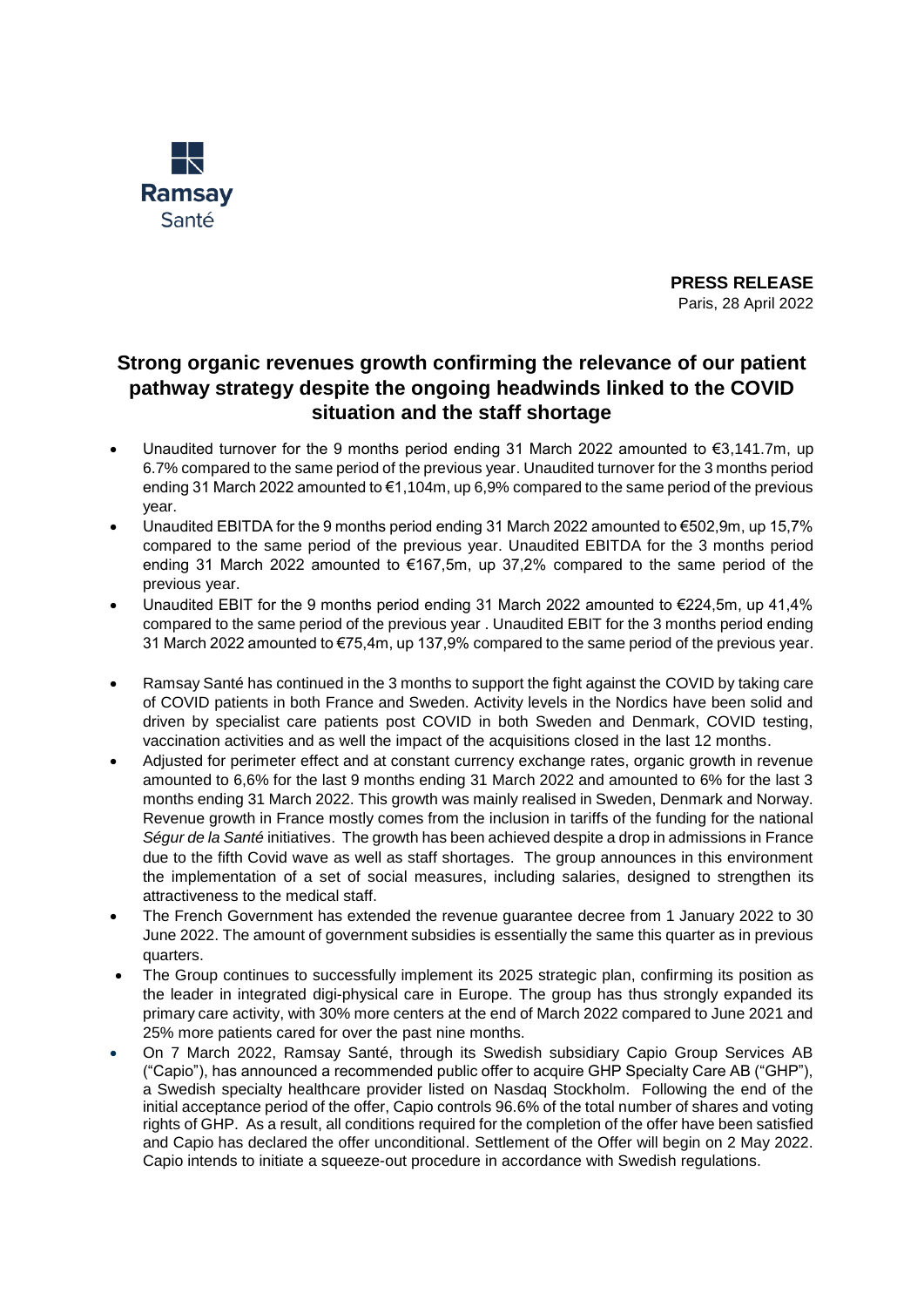Ramsay Santé

**PRESS RELEASE**
Paris, 28 April 2022

## Strong organic revenues growth confirming the relevance of our patient pathway strategy despite the ongoing headwinds linked to the COVID situation and the staff shortage

- Unaudited turnover for the 9 months period ending 31 March 2022 amounted to €3,141.7m, up 6.7% compared to the same period of the previous year. Unaudited turnover for the 3 months period ending 31 March 2022 amounted to €1,104m, up 6,9% compared to the same period of the previous year.
- Unaudited EBITDA for the 9 months period ending 31 March 2022 amounted to €502,9m, up 15,7% compared to the same period of the previous year. Unaudited EBITDA for the 3 months period ending 31 March 2022 amounted to €167,5m, up 37,2% compared to the same period of the previous year.
- Unaudited EBIT for the 9 months period ending 31 March 2022 amounted to €224,5m, up 41,4% compared to the same period of the previous year . Unaudited EBIT for the 3 months period ending 31 March 2022 amounted to €75,4m, up 137,9% compared to the same period of the previous year.
- Ramsay Santé has continued in the 3 months to support the fight against the COVID by taking care of COVID patients in both France and Sweden. Activity levels in the Nordics have been solid and driven by specialist care patients post COVID in both Sweden and Denmark, COVID testing, vaccination activities and as well the impact of the acquisitions closed in the last 12 months.
- Adjusted for perimeter effect and at constant currency exchange rates, organic growth in revenue amounted to 6,6% for the last 9 months ending 31 March 2022 and amounted to 6% for the last 3 months ending 31 March 2022. This growth was mainly realised in Sweden, Denmark and Norway. Revenue growth in France mostly comes from the inclusion in tariffs of the funding for the national *Ségur de la Santé* initiatives. The growth has been achieved despite a drop in admissions in France due to the fifth Covid wave as well as staff shortages. The group announces in this environment the implementation of a set of social measures, including salaries, designed to strengthen its attractiveness to the medical staff.
- The French Government has extended the revenue guarantee decree from 1 January 2022 to 30 June 2022. The amount of government subsidies is essentially the same this quarter as in previous quarters.
- The Group continues to successfully implement its 2025 strategic plan, confirming its position as the leader in integrated digi-physical care in Europe. The group has thus strongly expanded its primary care activity, with 30% more centers at the end of March 2022 compared to June 2021 and 25% more patients cared for over the past nine months.
- On 7 March 2022, Ramsay Santé, through its Swedish subsidiary Capio Group Services AB ("Capio"), has announced a recommended public offer to acquire GHP Specialty Care AB ("GHP"), a Swedish specialty healthcare provider listed on Nasdaq Stockholm. Following the end of the initial acceptance period of the offer, Capio controls 96.6% of the total number of shares and voting rights of GHP. As a result, all conditions required for the completion of the offer have been satisfied and Capio has declared the offer unconditional. Settlement of the Offer will begin on 2 May 2022. Capio intends to initiate a squeeze-out procedure in accordance with Swedish regulations.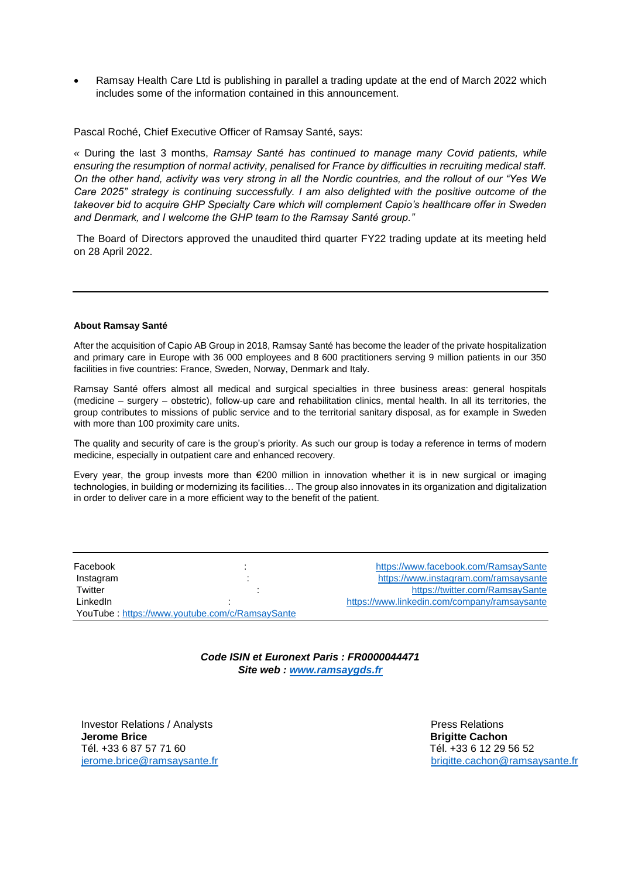- Ramsay Health Care Ltd is publishing in parallel a trading update at the end of March 2022 which includes some of the information contained in this announcement.

Pascal Roché, Chief Executive Officer of Ramsay Santé, says:

« During the last 3 months, *Ramsay Santé has continued to manage many Covid patients, while ensuring the resumption of normal activity, penalised for France by difficulties in recruiting medical staff. On the other hand, activity was very strong in all the Nordic countries, and the rollout of our "Yes We Care 2025" strategy is continuing successfully. I am also delighted with the positive outcome of the takeover bid to acquire GHP Specialty Care which will complement Capio's healthcare offer in Sweden and Denmark, and I welcome the GHP team to the Ramsay Santé group."*

The Board of Directors approved the unaudited third quarter FY22 trading update at its meeting held on 28 April 2022.

---

**About Ramsay Santé**

After the acquisition of Capio AB Group in 2018, Ramsay Santé has become the leader of the private hospitalization and primary care in Europe with 36 000 employees and 8 600 practitioners serving 9 million patients in our 350 facilities in five countries: France, Sweden, Norway, Denmark and Italy.

Ramsay Santé offers almost all medical and surgical specialties in three business areas: general hospitals (medicine – surgery – obstetric), follow-up care and rehabilitation clinics, mental health. In all its territories, the group contributes to missions of public service and to the territorial sanitary disposal, as for example in Sweden with more than 100 proximity care units.

The quality and security of care is the group's priority. As such our group is today a reference in terms of modern medicine, especially in outpatient care and enhanced recovery.

Every year, the group invests more than €200 million in innovation whether it is in new surgical or imaging technologies, in building or modernizing its facilities… The group also innovates in its organization and digitalization in order to deliver care in a more efficient way to the benefit of the patient.

---

| | | |
|---|---|---|
| Facebook | : | https://www.facebook.com/RamsaySante |
| Instagram | : | https://www.instagram.com/ramsaysante |
| Twitter | : | https://twitter.com/RamsaySante |
| LinkedIn | : | https://www.linkedin.com/company/ramsaysante |
| YouTube : https://www.youtube.com/c/RamsaySante | | |

***Code ISIN et Euronext Paris : FR0000044471***
***Site web : www.ramsaygds.fr***

Investor Relations / Analysts
**Jerome Brice**
Tél. +33 6 87 57 71 60
jerome.brice@ramsaysante.fr

Press Relations
**Brigitte Cachon**
Tél. +33 6 12 29 56 52
brigitte.cachon@ramsaysante.fr